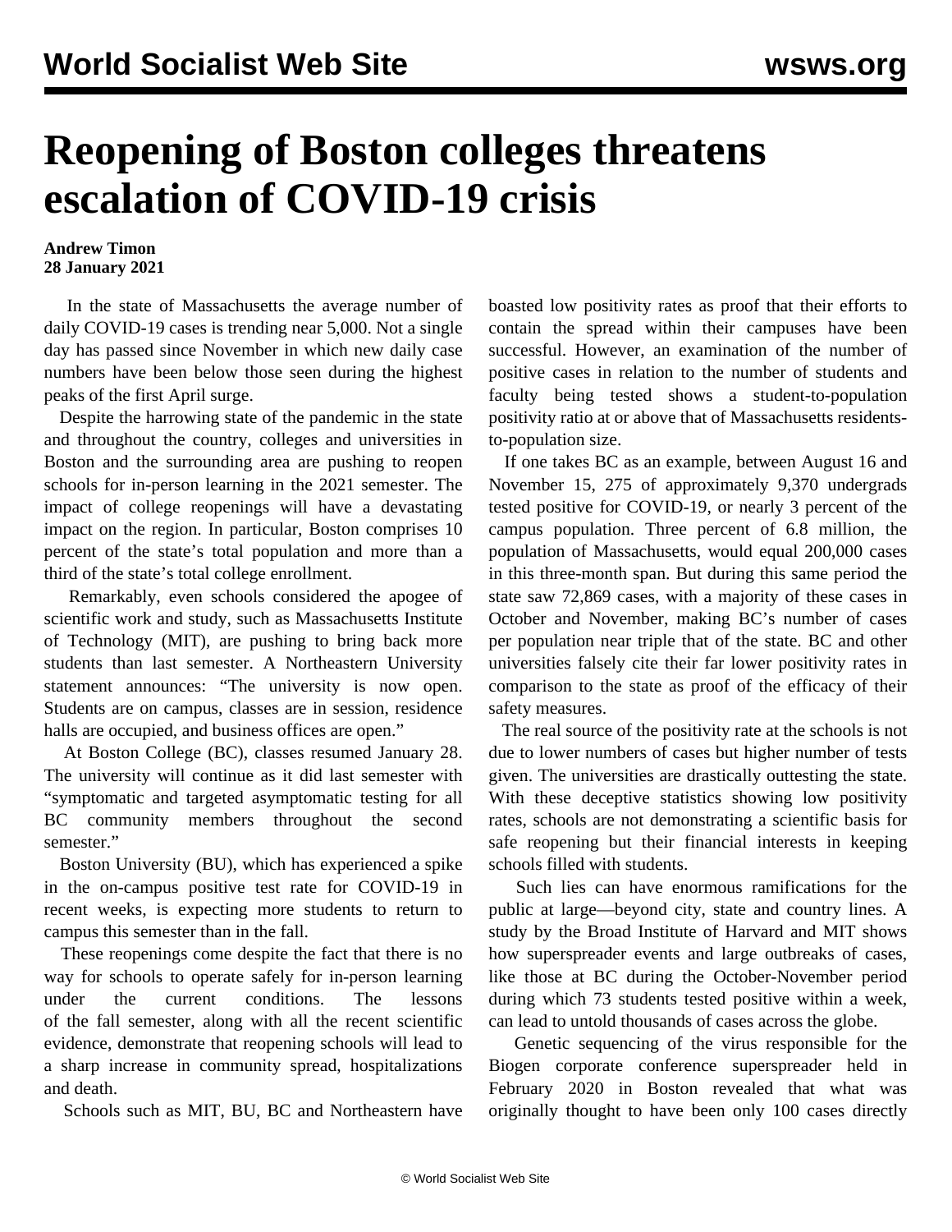# Reopening of Boston colleges threatens escalation of COVID-19 crisis

**Andrew Timon**
**28 January 2021**

In the state of Massachusetts the average number of daily COVID-19 cases is trending near 5,000. Not a single day has passed since November in which new daily case numbers have been below those seen during the highest peaks of the first April surge.

Despite the harrowing state of the pandemic in the state and throughout the country, colleges and universities in Boston and the surrounding area are pushing to reopen schools for in-person learning in the 2021 semester. The impact of college reopenings will have a devastating impact on the region. In particular, Boston comprises 10 percent of the state's total population and more than a third of the state's total college enrollment.

Remarkably, even schools considered the apogee of scientific work and study, such as Massachusetts Institute of Technology (MIT), are pushing to bring back more students than last semester. A Northeastern University statement announces: "The university is now open. Students are on campus, classes are in session, residence halls are occupied, and business offices are open."

At Boston College (BC), classes resumed January 28. The university will continue as it did last semester with "symptomatic and targeted asymptomatic testing for all BC community members throughout the second semester."

Boston University (BU), which has experienced a spike in the on-campus positive test rate for COVID-19 in recent weeks, is expecting more students to return to campus this semester than in the fall.

These reopenings come despite the fact that there is no way for schools to operate safely for in-person learning under the current conditions. The lessons of the fall semester, along with all the recent scientific evidence, demonstrate that reopening schools will lead to a sharp increase in community spread, hospitalizations and death.

Schools such as MIT, BU, BC and Northeastern have boasted low positivity rates as proof that their efforts to contain the spread within their campuses have been successful. However, an examination of the number of positive cases in relation to the number of students and faculty being tested shows a student-to-population positivity ratio at or above that of Massachusetts residents-to-population size.

If one takes BC as an example, between August 16 and November 15, 275 of approximately 9,370 undergrads tested positive for COVID-19, or nearly 3 percent of the campus population. Three percent of 6.8 million, the population of Massachusetts, would equal 200,000 cases in this three-month span. But during this same period the state saw 72,869 cases, with a majority of these cases in October and November, making BC's number of cases per population near triple that of the state. BC and other universities falsely cite their far lower positivity rates in comparison to the state as proof of the efficacy of their safety measures.

The real source of the positivity rate at the schools is not due to lower numbers of cases but higher number of tests given. The universities are drastically outtesting the state. With these deceptive statistics showing low positivity rates, schools are not demonstrating a scientific basis for safe reopening but their financial interests in keeping schools filled with students.

Such lies can have enormous ramifications for the public at large—beyond city, state and country lines. A study by the Broad Institute of Harvard and MIT shows how superspreader events and large outbreaks of cases, like those at BC during the October-November period during which 73 students tested positive within a week, can lead to untold thousands of cases across the globe.

Genetic sequencing of the virus responsible for the Biogen corporate conference superspreader held in February 2020 in Boston revealed that what was originally thought to have been only 100 cases directly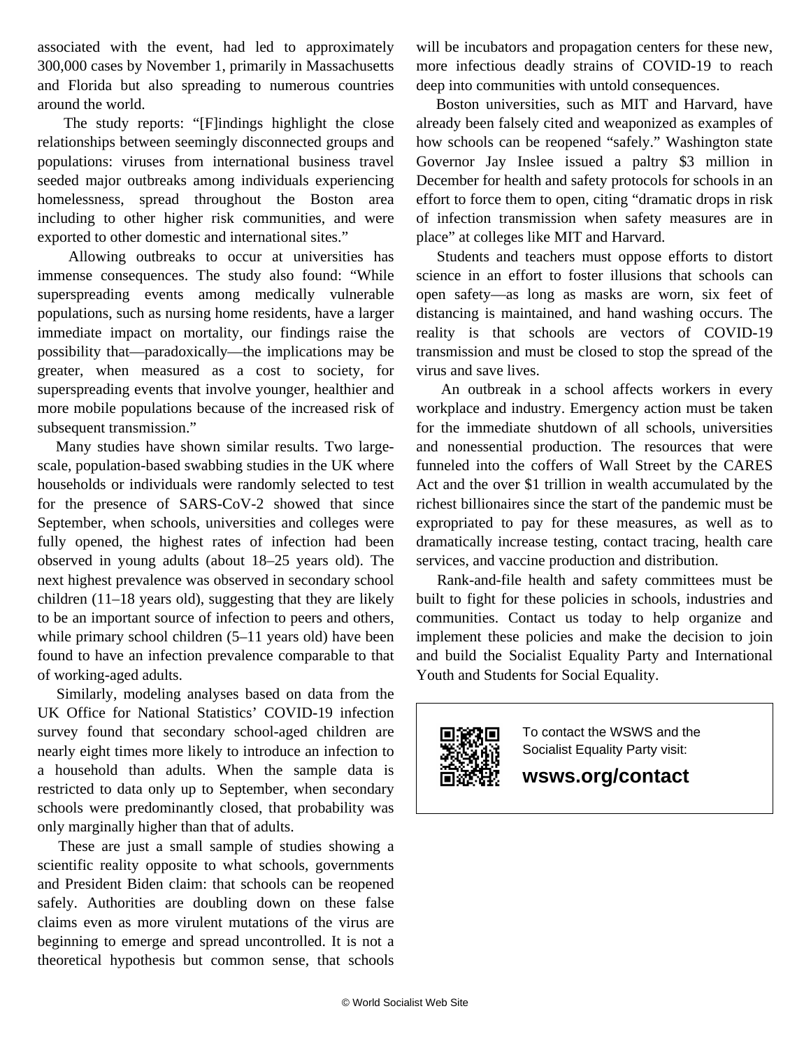associated with the event, had led to approximately 300,000 cases by November 1, primarily in Massachusetts and Florida but also spreading to numerous countries around the world.

The study reports: "[F]indings highlight the close relationships between seemingly disconnected groups and populations: viruses from international business travel seeded major outbreaks among individuals experiencing homelessness, spread throughout the Boston area including to other higher risk communities, and were exported to other domestic and international sites."

Allowing outbreaks to occur at universities has immense consequences. The study also found: "While superspreading events among medically vulnerable populations, such as nursing home residents, have a larger immediate impact on mortality, our findings raise the possibility that—paradoxically—the implications may be greater, when measured as a cost to society, for superspreading events that involve younger, healthier and more mobile populations because of the increased risk of subsequent transmission."

Many studies have shown similar results. Two large-scale, population-based swabbing studies in the UK where households or individuals were randomly selected to test for the presence of SARS-CoV-2 showed that since September, when schools, universities and colleges were fully opened, the highest rates of infection had been observed in young adults (about 18–25 years old). The next highest prevalence was observed in secondary school children (11–18 years old), suggesting that they are likely to be an important source of infection to peers and others, while primary school children (5–11 years old) have been found to have an infection prevalence comparable to that of working-aged adults.

Similarly, modeling analyses based on data from the UK Office for National Statistics' COVID-19 infection survey found that secondary school-aged children are nearly eight times more likely to introduce an infection to a household than adults. When the sample data is restricted to data only up to September, when secondary schools were predominantly closed, that probability was only marginally higher than that of adults.

These are just a small sample of studies showing a scientific reality opposite to what schools, governments and President Biden claim: that schools can be reopened safely. Authorities are doubling down on these false claims even as more virulent mutations of the virus are beginning to emerge and spread uncontrolled. It is not a theoretical hypothesis but common sense, that schools will be incubators and propagation centers for these new, more infectious deadly strains of COVID-19 to reach deep into communities with untold consequences.

Boston universities, such as MIT and Harvard, have already been falsely cited and weaponized as examples of how schools can be reopened "safely." Washington state Governor Jay Inslee issued a paltry $3 million in December for health and safety protocols for schools in an effort to force them to open, citing "dramatic drops in risk of infection transmission when safety measures are in place" at colleges like MIT and Harvard.

Students and teachers must oppose efforts to distort science in an effort to foster illusions that schools can open safety—as long as masks are worn, six feet of distancing is maintained, and hand washing occurs. The reality is that schools are vectors of COVID-19 transmission and must be closed to stop the spread of the virus and save lives.

An outbreak in a school affects workers in every workplace and industry. Emergency action must be taken for the immediate shutdown of all schools, universities and nonessential production. The resources that were funneled into the coffers of Wall Street by the CARES Act and the over $1 trillion in wealth accumulated by the richest billionaires since the start of the pandemic must be expropriated to pay for these measures, as well as to dramatically increase testing, contact tracing, health care services, and vaccine production and distribution.

Rank-and-file health and safety committees must be built to fight for these policies in schools, industries and communities. Contact us today to help organize and implement these policies and make the decision to join and build the Socialist Equality Party and International Youth and Students for Social Equality.

To contact the WSWS and the Socialist Equality Party visit:

**wsws.org/contact**